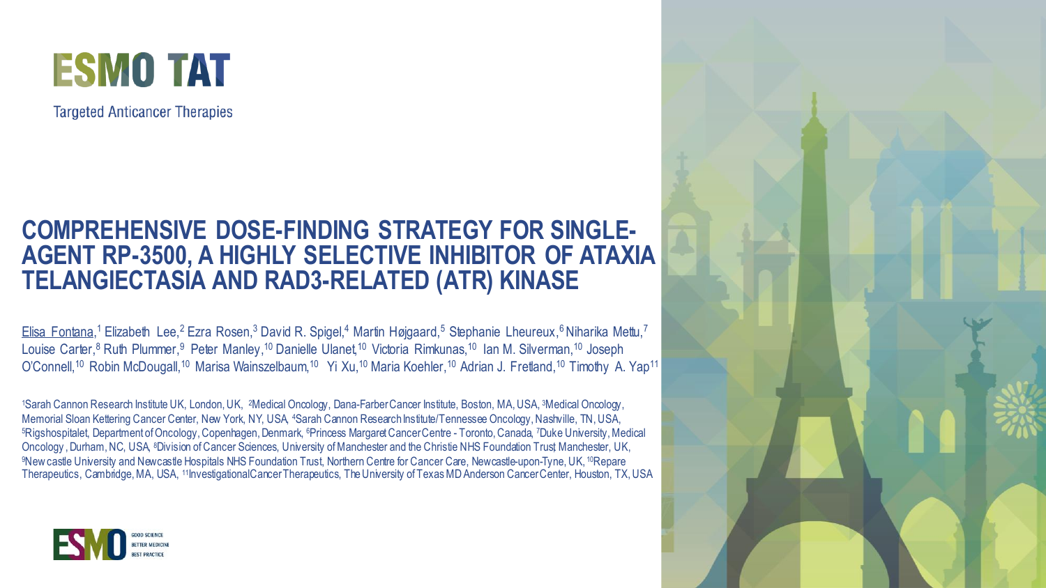ESMO TAT

Targeted Anticancer Therapies

# COMPREHENSIVE DOSE-FINDING STRATEGY FOR SINGLE-AGENT RP-3500, A HIGHLY SELECTIVE INHIBITOR OF ATAXIA TELANGIECTASIA AND RAD3-RELATED (ATR) KINASE

Elisa Fontana,[1] Elizabeth Lee,[2] Ezra Rosen,[3] David R. Spigel,[4] Martin Højgaard,[5] Stephanie Lheureux,[6] Niharika Mettu,[7] Louise Carter,[8] Ruth Plummer,[9] Peter Manley,[10] Danielle Ulanet,[10] Victoria Rimkunas,[10] Ian M. Silverman,[10] Joseph O'Connell,[10] Robin McDougall,[10] Marisa Wainszelbaum,[10] Yi Xu,[10] Maria Koehler,[10] Adrian J. Fretland,[10] Timothy A. Yap[11]

[1]Sarah Cannon Research Institute UK, London, UK, [2]Medical Oncology, Dana-Farber Cancer Institute, Boston, MA, USA, [3]Medical Oncology, Memorial Sloan Kettering Cancer Center, New York, NY, USA, [4]Sarah Cannon Research Institute/Tennessee Oncology, Nashville, TN, USA, [5]Rigshospitalet, Department of Oncology, Copenhagen, Denmark, [6]Princess Margaret Cancer Centre - Toronto, Canada, [7]Duke University, Medical Oncology, Durham, NC, USA, [8]Division of Cancer Sciences, University of Manchester and the Christie NHS Foundation Trust, Manchester, UK, [9]Newcastle University and Newcastle Hospitals NHS Foundation Trust, Northern Centre for Cancer Care, Newcastle-upon-Tyne, UK, [10]Repare Therapeutics, Cambridge, MA, USA, [11]Investigational Cancer Therapeutics, The University of Texas MD Anderson Cancer Center, Houston, TX, USA

ESMO GOOD SCIENCE BETTER MEDICINE BEST PRACTICE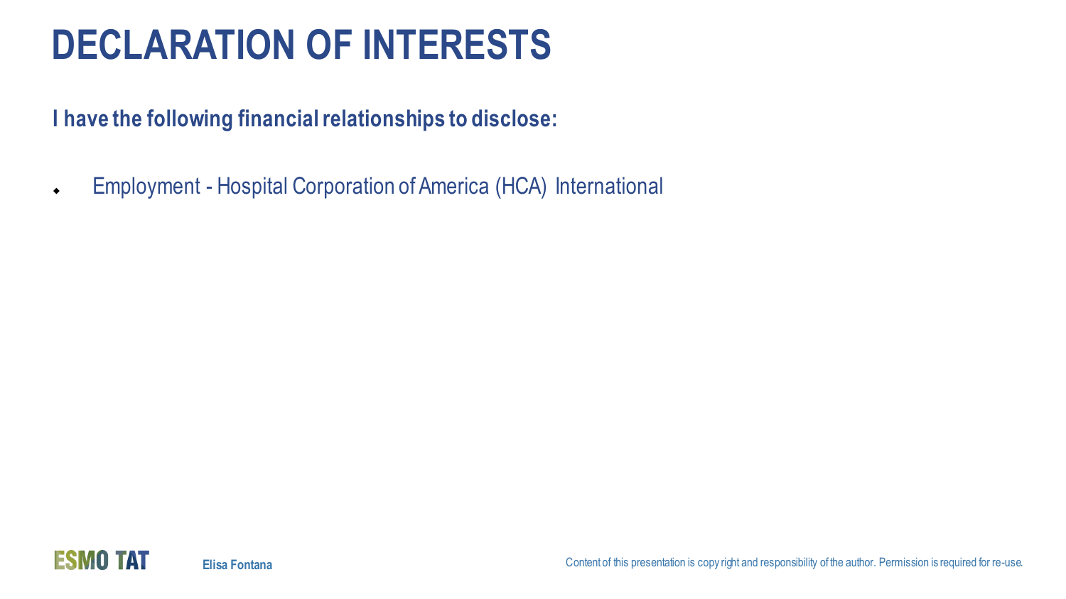# DECLARATION OF INTERESTS

**I have the following financial relationships to disclose:**

- Employment - Hospital Corporation of America (HCA) International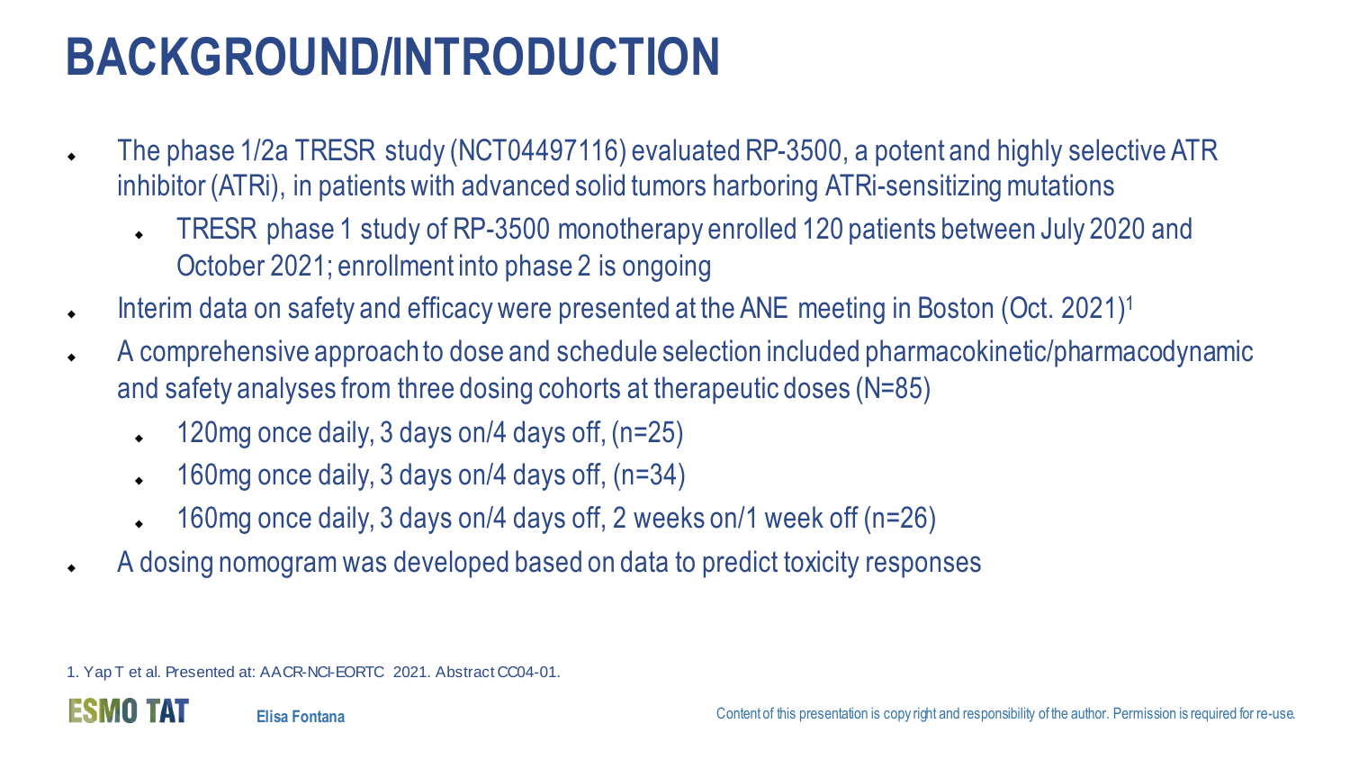# BACKGROUND/INTRODUCTION

- The phase 1/2a TRESR study (NCT04497116) evaluated RP-3500, a potent and highly selective ATR inhibitor (ATRi), in patients with advanced solid tumors harboring ATRi-sensitizing mutations
  - TRESR phase 1 study of RP-3500 monotherapy enrolled 120 patients between July 2020 and October 2021; enrollment into phase 2 is ongoing
- Interim data on safety and efficacy were presented at the ANE meeting in Boston (Oct. 2021)[1]
- A comprehensive approach to dose and schedule selection included pharmacokinetic/pharmacodynamic and safety analyses from three dosing cohorts at therapeutic doses (N=85)
  - 120mg once daily, 3 days on/4 days off, (n=25)
  - 160mg once daily, 3 days on/4 days off, (n=34)
  - 160mg once daily, 3 days on/4 days off, 2 weeks on/1 week off (n=26)
- A dosing nomogram was developed based on data to predict toxicity responses

1. Yap T et al. Presented at: AACR-NCI-EORTC 2021. Abstract CC04-01.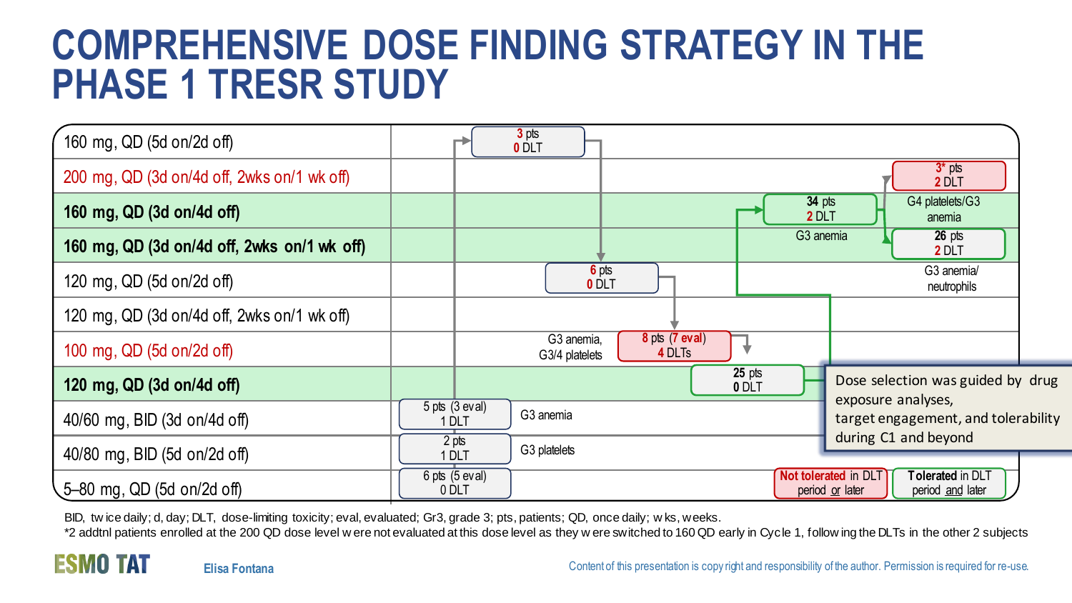# COMPREHENSIVE DOSE FINDING STRATEGY IN THE PHASE 1 TRESR STUDY

| Dose level | Result |
| --- | --- |
| 160 mg, QD (5d on/2d off) | 3 pts, 0 DLT |
| 200 mg, QD (3d on/4d off, 2wks on/1 wk off) | 3* pts, 2 DLT — G4 platelets/G3 anemia |
| **160 mg, QD (3d on/4d off)** | 34 pts, 2 DLT — G3 anemia |
| **160 mg, QD (3d on/4d off, 2wks on/1 wk off)** | 26 pts, 2 DLT — G3 anemia/ neutrophils |
| 120 mg, QD (5d on/2d off) | 6 pts, 0 DLT |
| 120 mg, QD (3d on/4d off, 2wks on/1 wk off) | |
| 100 mg, QD (5d on/2d off) | 8 pts (7 eval), 4 DLTs — G3 anemia, G3/4 platelets |
| **120 mg, QD (3d on/4d off)** | 25 pts, 0 DLT |
| 40/60 mg, BID (3d on/4d off) | 5 pts (3 eval), 1 DLT — G3 anemia |
| 40/80 mg, BID (5d on/2d off) | 2 pts, 1 DLT — G3 platelets |
| 5–80 mg, QD (5d on/2d off) | 6 pts (5 eval), 0 DLT |

Legend: **Not tolerated** in DLT period or later; **Tolerated** in DLT period and later

Dose selection was guided by drug exposure analyses, target engagement, and tolerability during C1 and beyond

BID, twice daily; d, day; DLT, dose-limiting toxicity; eval, evaluated; Gr3, grade 3; pts, patients; QD, once daily; wks, weeks.
*2 addtnl patients enrolled at the 200 QD dose level were not evaluated at this dose level as they were switched to 160 QD early in Cycle 1, following the DLTs in the other 2 subjects

Elisa Fontana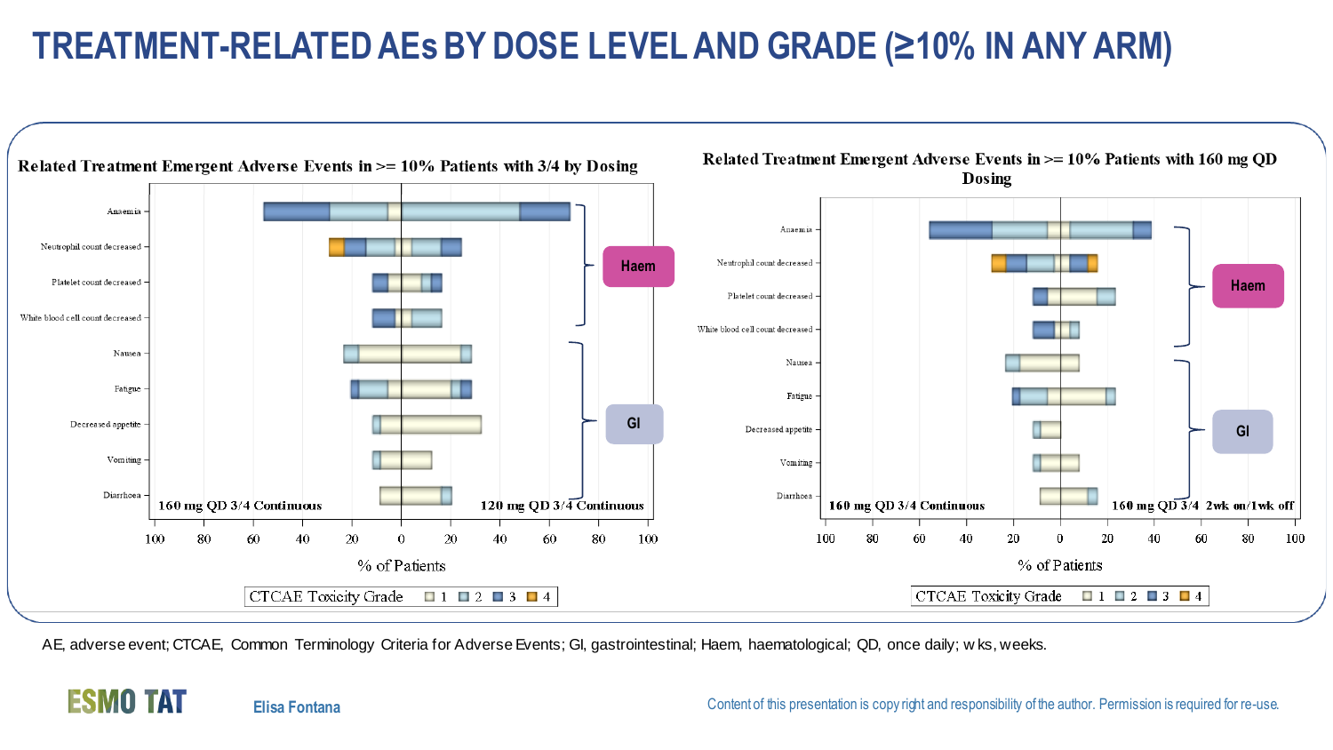# TREATMENT-RELATED AEs BY DOSE LEVEL AND GRADE (≥10% IN ANY ARM)

**Related Treatment Emergent Adverse Events in >= 10% Patients with 3/4 by Dosing**

Anaemia
Neutrophil count decreased
Platelet count decreased
White blood cell count decreased
Nausea
Fatigue
Decreased appetite
Vomiting
Diarrhoea

Haem

GI

160 mg QD 3/4 Continuous

120 mg QD 3/4 Continuous

100 80 60 40 20 0 20 40 60 80 100

% of Patients

CTCAE Toxicity Grade 1 2 3 4

**Related Treatment Emergent Adverse Events in >= 10% Patients with 160 mg QD Dosing**

Anaemia
Neutrophil count decreased
Platelet count decreased
White blood cell count decreased
Nausea
Fatigue
Decreased appetite
Vomiting
Diarrhoea

Haem

GI

160 mg QD 3/4 Continuous

160 mg QD 3/4 2wk on/1wk off

100 80 60 40 20 0 20 40 60 80 100

% of Patients

CTCAE Toxicity Grade 1 2 3 4

AE, adverse event; CTCAE, Common Terminology Criteria for Adverse Events; GI, gastrointestinal; Haem, haematological; QD, once daily; w ks, weeks.

ESMO TAT

Elisa Fontana

Content of this presentation is copy right and responsibility of the author. Permission is required for re-use.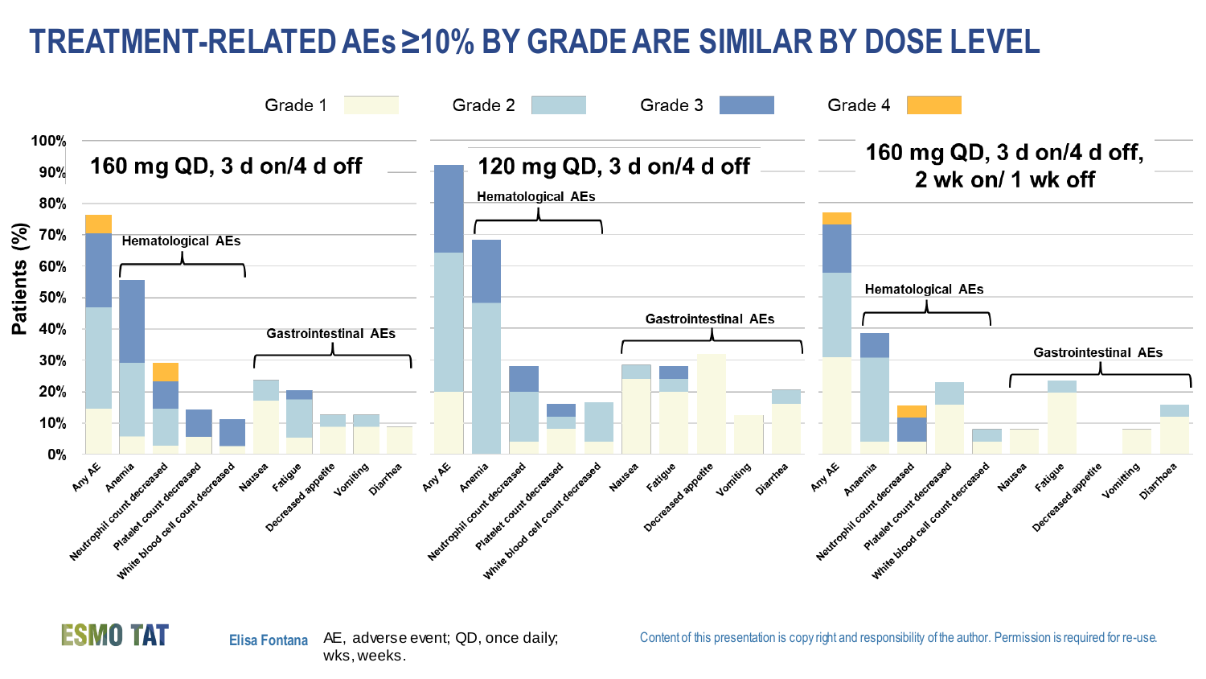# TREATMENT-RELATED AEs ≥10% BY GRADE ARE SIMILAR BY DOSE LEVEL

Grade 1 | Grade 2 | Grade 3 | Grade 4

Patients (%)

**160 mg QD, 3 d on/4 d off**

Hematological AEs — Gastrointestinal AEs

Any AE, Anemia, Neutrophil count decreased, Platelet count decreased, White blood cell count decreased, Nausea, Fatigue, Decreased appetite, Vomiting, Diarrhea

**120 mg QD, 3 d on/4 d off**

Hematological AEs — Gastrointestinal AEs

Any AE, Anemia, Neutrophil count decreased, Platelet count decreased, White blood cell count decreased, Nausea, Fatigue, Decreased appetite, Vomiting, Diarrhea

**160 mg QD, 3 d on/4 d off, 2 wk on/ 1 wk off**

Hematological AEs — Gastrointestinal AEs

Any AE, Anaemia, Neutrophil count decreased, Platelet count decreased, White blood cell count decreased, Nausea, Fatigue, Decreased appetite, Vomiting, Diarrhoea

Elisa Fontana

AE, adverse event; QD, once daily; wks, weeks.

Content of this presentation is copy right and responsibility of the author. Permission is required for re-use.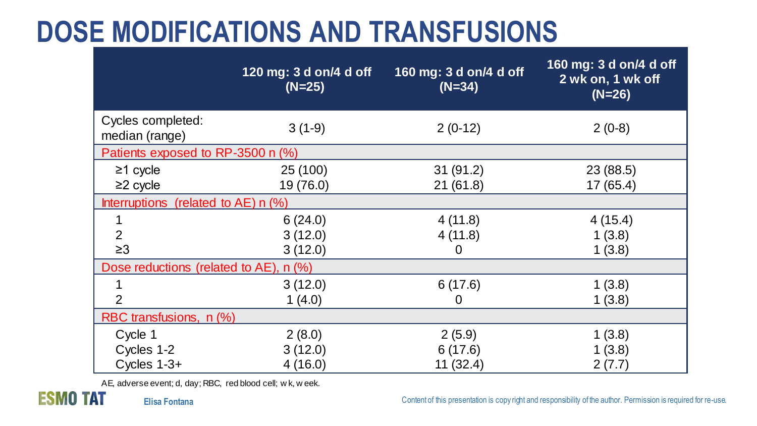# DOSE MODIFICATIONS AND TRANSFUSIONS

| | 120 mg: 3 d on/4 d off (N=25) | 160 mg: 3 d on/4 d off (N=34) | 160 mg: 3 d on/4 d off 2 wk on, 1 wk off (N=26) |
|---|---|---|---|
| Cycles completed: median (range) | 3 (1-9) | 2 (0-12) | 2 (0-8) |
| Patients exposed to RP-3500 n (%) | | | |
| ≥1 cycle | 25 (100) | 31 (91.2) | 23 (88.5) |
| ≥2 cycle | 19 (76.0) | 21 (61.8) | 17 (65.4) |
| Interruptions (related to AE) n (%) | | | |
| 1 | 6 (24.0) | 4 (11.8) | 4 (15.4) |
| 2 | 3 (12.0) | 4 (11.8) | 1 (3.8) |
| ≥3 | 3 (12.0) | 0 | 1 (3.8) |
| Dose reductions (related to AE), n (%) | | | |
| 1 | 3 (12.0) | 6 (17.6) | 1 (3.8) |
| 2 | 1 (4.0) | 0 | 1 (3.8) |
| RBC transfusions, n (%) | | | |
| Cycle 1 | 2 (8.0) | 2 (5.9) | 1 (3.8) |
| Cycles 1-2 | 3 (12.0) | 6 (17.6) | 1 (3.8) |
| Cycles 1-3+ | 4 (16.0) | 11 (32.4) | 2 (7.7) |

AE, adverse event; d, day; RBC, red blood cell; wk, week.

Elisa Fontana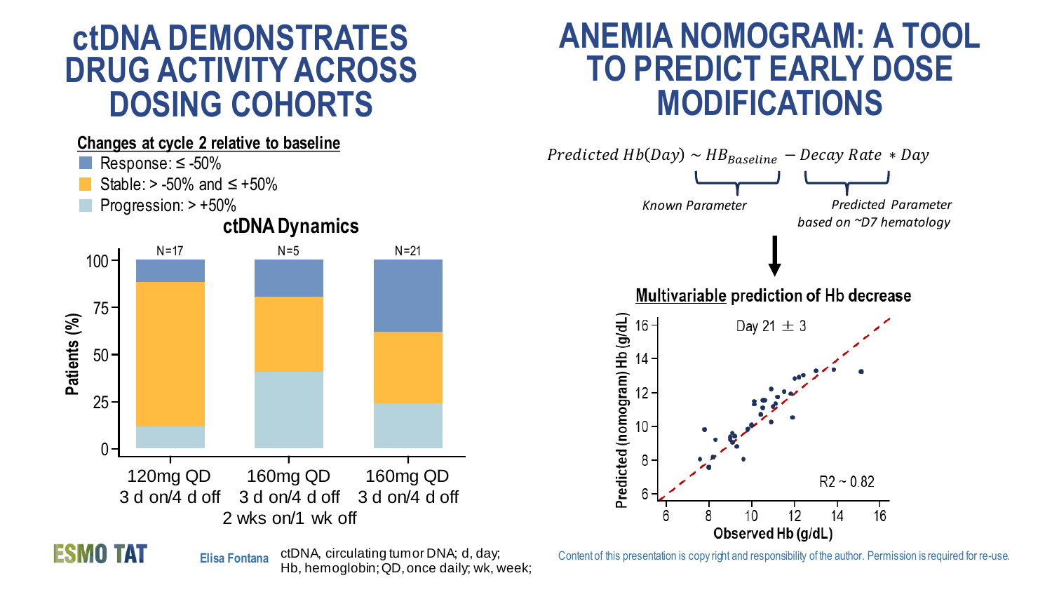# ctDNA DEMONSTRATES DRUG ACTIVITY ACROSS DOSING COHORTS

**Changes at cycle 2 relative to baseline**

- Response: ≤ -50%
- Stable: > -50% and ≤ +50%
- Progression: > +50%

**ctDNA Dynamics**

| | 120mg QD 3 d on/4 d off | 160mg QD 3 d on/4 d off 2 wks on/1 wk off | 160mg QD 3 d on/4 d off |
|---|---|---|---|
| N | 17 | 5 | 21 |

# ANEMIA NOMOGRAM: A TOOL TO PREDICT EARLY DOSE MODIFICATIONS

$$Predicted\ Hb(Day) \sim HB_{Baseline} - Decay\ Rate * Day$$

*Known Parameter* ($HB_{Baseline}$)

*Predicted Parameter based on ~D7 hematology* ($Decay\ Rate * Day$)

**Multivariable prediction of Hb decrease**

Day 21 ± 3

$R2 \sim 0.82$

Predicted (nomogram) Hb (g/dL) vs Observed Hb (g/dL)

Elisa Fontana

ctDNA, circulating tumor DNA; d, day; Hb, hemoglobin; QD, once daily; wk, week;

Content of this presentation is copyright and responsibility of the author. Permission is required for re-use.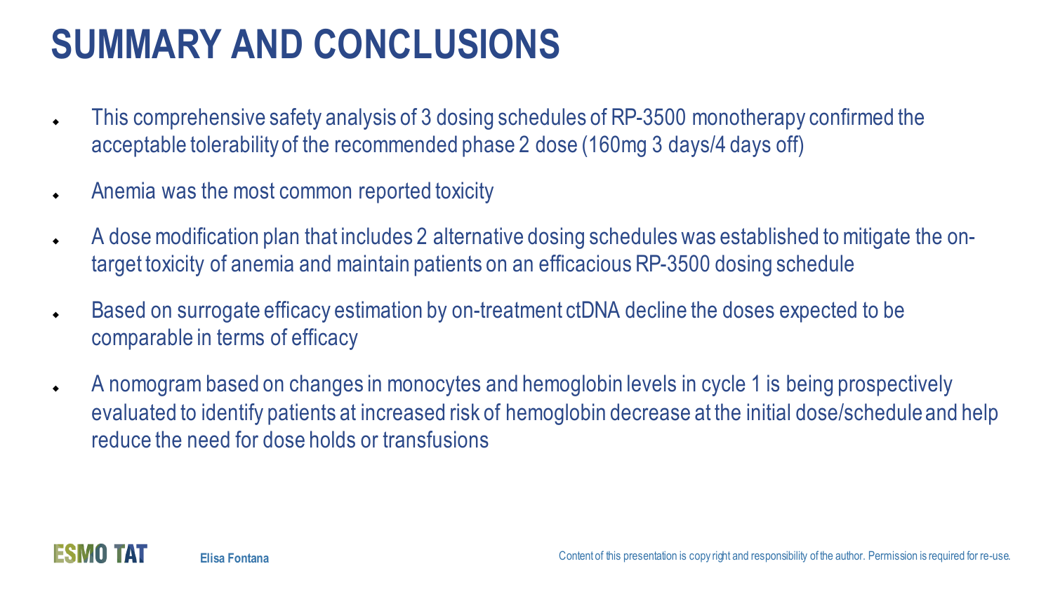# SUMMARY AND CONCLUSIONS

- This comprehensive safety analysis of 3 dosing schedules of RP-3500 monotherapy confirmed the acceptable tolerability of the recommended phase 2 dose (160mg 3 days/4 days off)
- Anemia was the most common reported toxicity
- A dose modification plan that includes 2 alternative dosing schedules was established to mitigate the on-target toxicity of anemia and maintain patients on an efficacious RP-3500 dosing schedule
- Based on surrogate efficacy estimation by on-treatment ctDNA decline the doses expected to be comparable in terms of efficacy
- A nomogram based on changes in monocytes and hemoglobin levels in cycle 1 is being prospectively evaluated to identify patients at increased risk of hemoglobin decrease at the initial dose/schedule and help reduce the need for dose holds or transfusions

Elisa Fontana

Content of this presentation is copy right and responsibility of the author. Permission is required for re-use.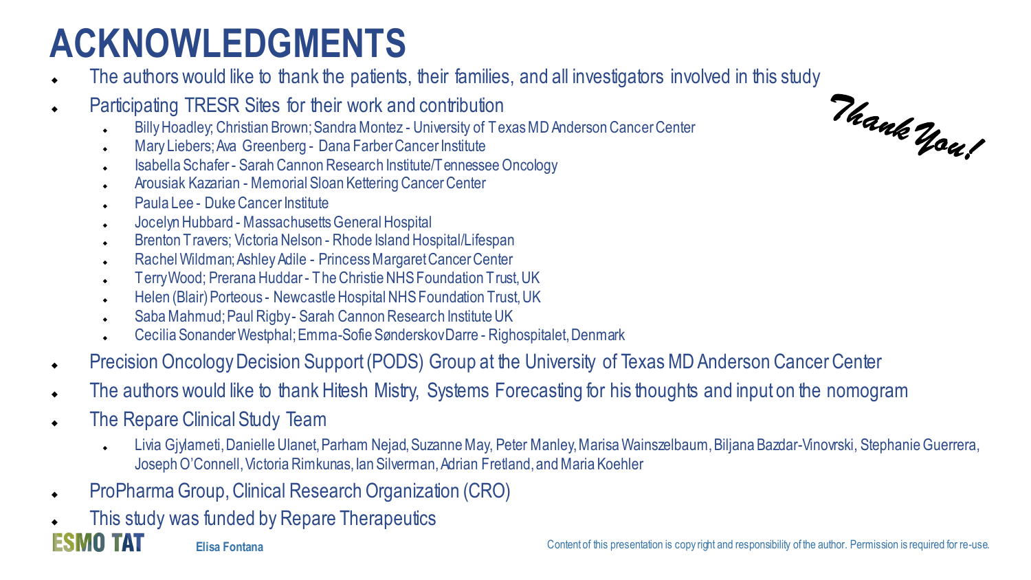# ACKNOWLEDGMENTS

- The authors would like to thank the patients, their families, and all investigators involved in this study
- Participating TRESR Sites for their work and contribution
  - Billy Hoadley; Christian Brown; Sandra Montez - University of Texas MD Anderson Cancer Center
  - Mary Liebers; Ava Greenberg - Dana Farber Cancer Institute
  - Isabella Schafer - Sarah Cannon Research Institute/Tennessee Oncology
  - Arousiak Kazarian - Memorial Sloan Kettering Cancer Center
  - Paula Lee - Duke Cancer Institute
  - Jocelyn Hubbard - Massachusetts General Hospital
  - Brenton Travers; Victoria Nelson - Rhode Island Hospital/Lifespan
  - Rachel Wildman; Ashley Adile - Princess Margaret Cancer Center
  - Terry Wood; Prerana Huddar - The Christie NHS Foundation Trust, UK
  - Helen (Blair) Porteous - Newcastle Hospital NHS Foundation Trust, UK
  - Saba Mahmud; Paul Rigby - Sarah Cannon Research Institute UK
  - Cecilia Sonander Westphal; Emma-Sofie Sønderskov Darre - Righospitalet, Denmark
- Precision Oncology Decision Support (PODS) Group at the University of Texas MD Anderson Cancer Center
- The authors would like to thank Hitesh Mistry, Systems Forecasting for his thoughts and input on the nomogram
- The Repare Clinical Study Team
  - Livia Gjylameti, Danielle Ulanet, Parham Nejad, Suzanne May, Peter Manley, Marisa Wainszelbaum, Biljana Bazdar-Vinovrski, Stephanie Guerrera, Joseph O'Connell, Victoria Rimkunas, Ian Silverman, Adrian Fretland, and Maria Koehler
- ProPharma Group, Clinical Research Organization (CRO)
- This study was funded by Repare Therapeutics

*Thank You!*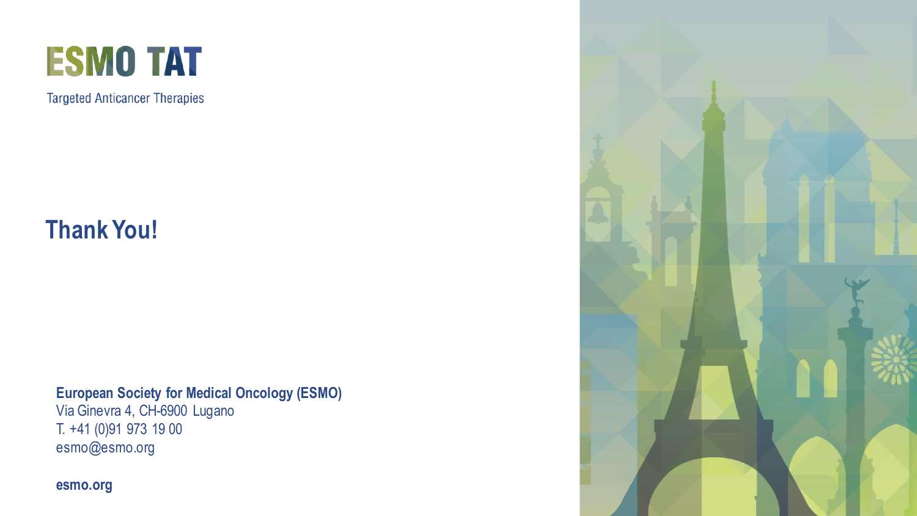ESMO TAT

Targeted Anticancer Therapies

# Thank You!

**European Society for Medical Oncology (ESMO)**
Via Ginevra 4, CH-6900 Lugano
T. +41 (0)91 973 19 00
esmo@esmo.org

**esmo.org**